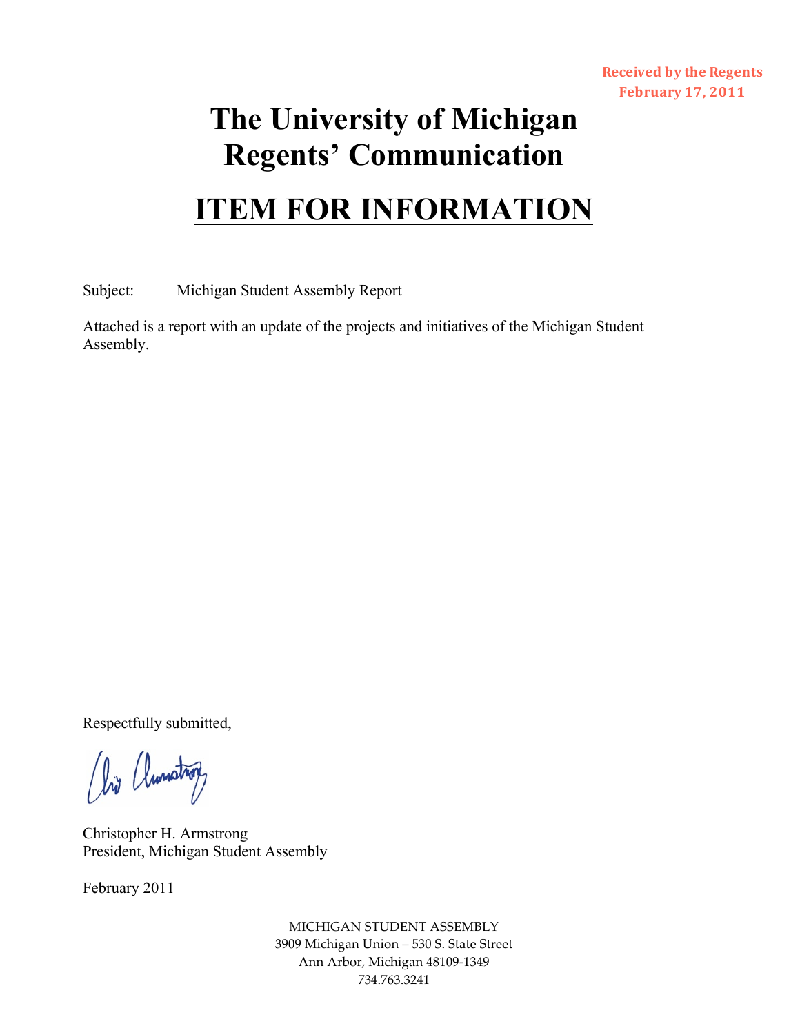Received by the Regents
February 17, 2011

# The University of Michigan
# Regents' Communication

## ITEM FOR INFORMATION

Subject: Michigan Student Assembly Report

Attached is a report with an update of the projects and initiatives of the Michigan Student Assembly.

Respectfully submitted,

Christopher H. Armstrong
President, Michigan Student Assembly

February 2011

MICHIGAN STUDENT ASSEMBLY
3909 Michigan Union – 530 S. State Street
Ann Arbor, Michigan 48109-1349
734.763.3241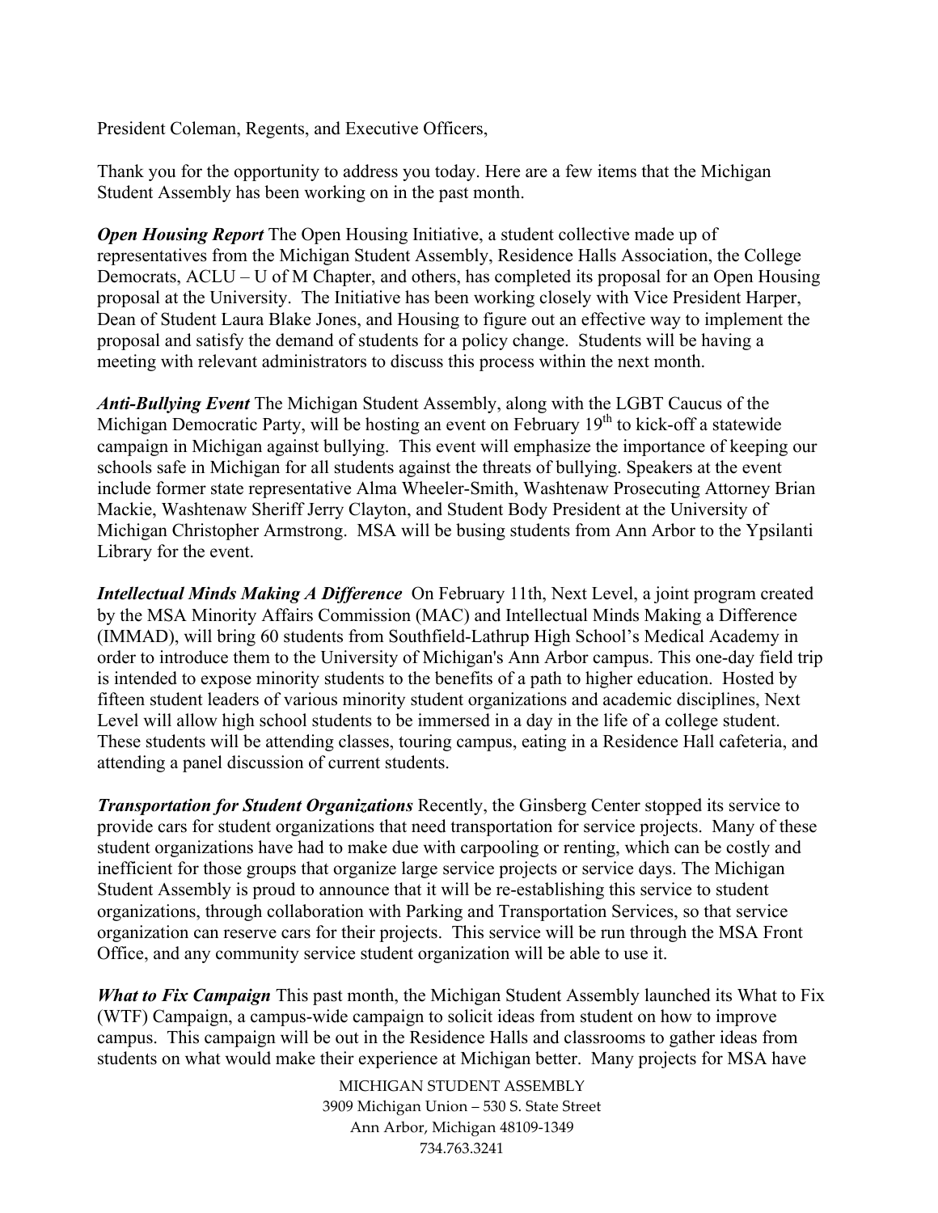President Coleman, Regents, and Executive Officers,

Thank you for the opportunity to address you today. Here are a few items that the Michigan Student Assembly has been working on in the past month.

***Open Housing Report*** The Open Housing Initiative, a student collective made up of representatives from the Michigan Student Assembly, Residence Halls Association, the College Democrats, ACLU – U of M Chapter, and others, has completed its proposal for an Open Housing proposal at the University. The Initiative has been working closely with Vice President Harper, Dean of Student Laura Blake Jones, and Housing to figure out an effective way to implement the proposal and satisfy the demand of students for a policy change. Students will be having a meeting with relevant administrators to discuss this process within the next month.

***Anti-Bullying Event*** The Michigan Student Assembly, along with the LGBT Caucus of the Michigan Democratic Party, will be hosting an event on February 19th to kick-off a statewide campaign in Michigan against bullying. This event will emphasize the importance of keeping our schools safe in Michigan for all students against the threats of bullying. Speakers at the event include former state representative Alma Wheeler-Smith, Washtenaw Prosecuting Attorney Brian Mackie, Washtenaw Sheriff Jerry Clayton, and Student Body President at the University of Michigan Christopher Armstrong. MSA will be busing students from Ann Arbor to the Ypsilanti Library for the event.

***Intellectual Minds Making A Difference*** On February 11th, Next Level, a joint program created by the MSA Minority Affairs Commission (MAC) and Intellectual Minds Making a Difference (IMMAD), will bring 60 students from Southfield-Lathrup High School's Medical Academy in order to introduce them to the University of Michigan's Ann Arbor campus. This one-day field trip is intended to expose minority students to the benefits of a path to higher education. Hosted by fifteen student leaders of various minority student organizations and academic disciplines, Next Level will allow high school students to be immersed in a day in the life of a college student. These students will be attending classes, touring campus, eating in a Residence Hall cafeteria, and attending a panel discussion of current students.

***Transportation for Student Organizations*** Recently, the Ginsberg Center stopped its service to provide cars for student organizations that need transportation for service projects. Many of these student organizations have had to make due with carpooling or renting, which can be costly and inefficient for those groups that organize large service projects or service days. The Michigan Student Assembly is proud to announce that it will be re-establishing this service to student organizations, through collaboration with Parking and Transportation Services, so that service organization can reserve cars for their projects. This service will be run through the MSA Front Office, and any community service student organization will be able to use it.

***What to Fix Campaign*** This past month, the Michigan Student Assembly launched its What to Fix (WTF) Campaign, a campus-wide campaign to solicit ideas from student on how to improve campus. This campaign will be out in the Residence Halls and classrooms to gather ideas from students on what would make their experience at Michigan better. Many projects for MSA have

MICHIGAN STUDENT ASSEMBLY
3909 Michigan Union – 530 S. State Street
Ann Arbor, Michigan 48109-1349
734.763.3241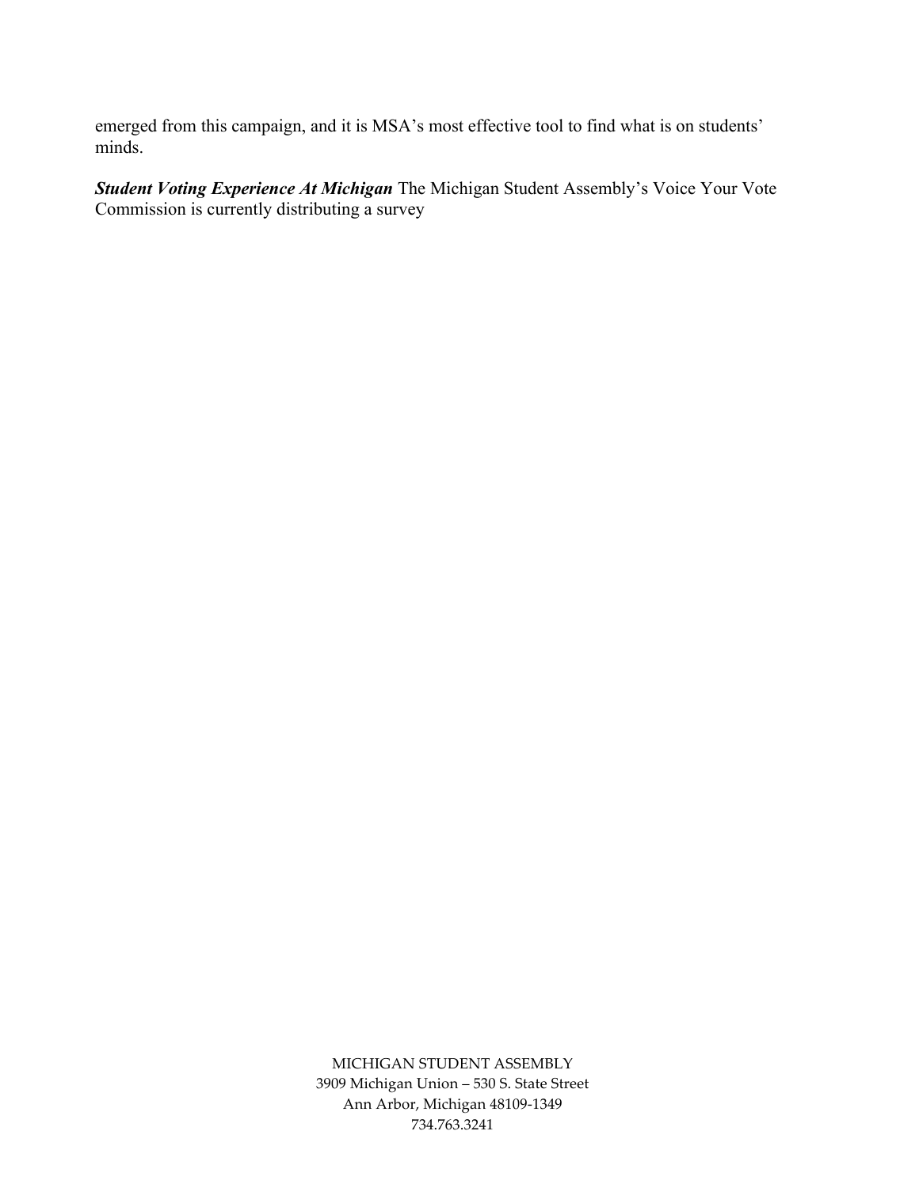emerged from this campaign, and it is MSA's most effective tool to find what is on students' minds.

***Student Voting Experience At Michigan*** The Michigan Student Assembly's Voice Your Vote Commission is currently distributing a survey